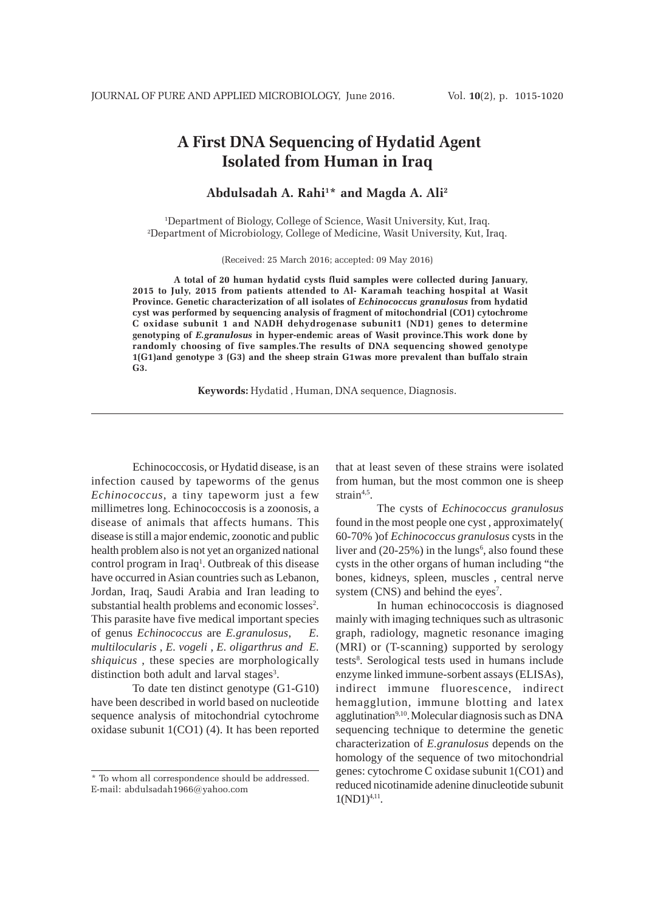# A First DNA Sequencing of Hydatid Agent Isolated from Human in Iraq

**Abdulsadah A. Rahi[1]* and Magda A. Ali[2]**

[1]Department of Biology, College of Science, Wasit University, Kut, Iraq.
[2]Department of Microbiology, College of Medicine, Wasit University, Kut, Iraq.

(Received: 25 March 2016; accepted: 09 May 2016)

**A total of 20 human hydatid cysts fluid samples were collected during January, 2015 to July, 2015 from patients attended to Al- Karamah teaching hospital at Wasit Province. Genetic characterization of all isolates of *Echinococcus granulosus* from hydatid cyst was performed by sequencing analysis of fragment of mitochondrial (CO1) cytochrome C oxidase subunit 1 and NADH dehydrogenase subunit1 (ND1) genes to determine genotyping of *E.granulosus* in hyper-endemic areas of Wasit province.This work done by randomly choosing of five samples.The results of DNA sequencing showed genotype 1(G1)and genotype 3 (G3) and the sheep strain G1was more prevalent than buffalo strain G3.**

**Keywords:** Hydatid , Human, DNA sequence, Diagnosis.

---

Echinococcosis, or Hydatid disease, is an infection caused by tapeworms of the genus *Echinococcus*, a tiny tapeworm just a few millimetres long. Echinococcosis is a zoonosis, a disease of animals that affects humans. This disease is still a major endemic, zoonotic and public health problem also is not yet an organized national control program in Iraq[1]. Outbreak of this disease have occurred in Asian countries such as Lebanon, Jordan, Iraq, Saudi Arabia and Iran leading to substantial health problems and economic losses[2]. This parasite have five medical important species of genus *Echinococcus* are *E.granulosus, E. multilocularis* , *E. vogeli* , *E. oligarthrus and E. shiquicus* , these species are morphologically distinction both adult and larval stages[3].

To date ten distinct genotype (G1-G10) have been described in world based on nucleotide sequence analysis of mitochondrial cytochrome oxidase subunit 1(CO1) (4). It has been reported that at least seven of these strains were isolated from human, but the most common one is sheep strain[4,5].

The cysts of *Echinococcus granulosus* found in the most people one cyst , approximately( 60-70% )of *Echinococcus granulosus* cysts in the liver and (20-25%) in the lungs[6], also found these cysts in the other organs of human including "the bones, kidneys, spleen, muscles , central nerve system (CNS) and behind the eyes[7].

In human echinococcosis is diagnosed mainly with imaging techniques such as ultrasonic graph, radiology, magnetic resonance imaging (MRI) or (T-scanning) supported by serology tests[8]. Serological tests used in humans include enzyme linked immune-sorbent assays (ELISAs), indirect immune fluorescence, indirect hemagglution, immune blotting and latex agglutination[9,10]. Molecular diagnosis such as DNA sequencing technique to determine the genetic characterization of *E.granulosus* depends on the homology of the sequence of two mitochondrial genes: cytochrome C oxidase subunit 1(CO1) and reduced nicotinamide adenine dinucleotide subunit 1(ND1)[4,11].

---

* To whom all correspondence should be addressed.
E-mail: abdulsadah1966@yahoo.com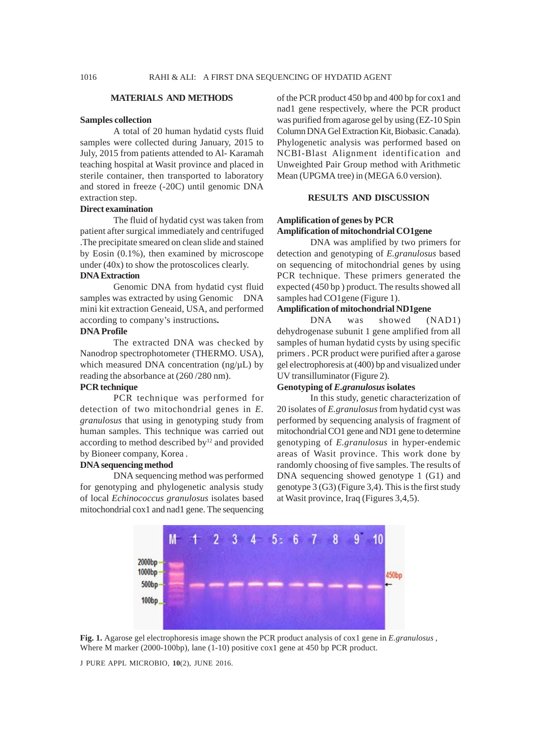## MATERIALS AND METHODS

### Samples collection

A total of 20 human hydatid cysts fluid samples were collected during January, 2015 to July, 2015 from patients attended to Al- Karamah teaching hospital at Wasit province and placed in sterile container, then transported to laboratory and stored in freeze (-20C) until genomic DNA extraction step.

### Direct examination

The fluid of hydatid cyst was taken from patient after surgical immediately and centrifuged .The precipitate smeared on clean slide and stained by Eosin (0.1%), then examined by microscope under (40x) to show the protoscolices clearly.

### DNA Extraction

Genomic DNA from hydatid cyst fluid samples was extracted by using Genomic DNA mini kit extraction Geneaid, USA, and performed according to company's instructions**.**

### DNA Profile

The extracted DNA was checked by Nanodrop spectrophotometer (THERMO. USA), which measured DNA concentration (ng/µL) by reading the absorbance at (260 /280 nm).

### PCR technique

PCR technique was performed for detection of two mitochondrial genes in *E. granulosus* that using in genotyping study from human samples. This technique was carried out according to method described by[12] and provided by Bioneer company, Korea .

### DNA sequencing method

DNA sequencing method was performed for genotyping and phylogenetic analysis study of local *Echinococcus granulosus* isolates based mitochondrial cox1 and nad1 gene. The sequencing of the PCR product 450 bp and 400 bp for cox1 and nad1 gene respectively, where the PCR product was purified from agarose gel by using (EZ-10 Spin Column DNA Gel Extraction Kit, Biobasic. Canada). Phylogenetic analysis was performed based on NCBI-Blast Alignment identification and Unweighted Pair Group method with Arithmetic Mean (UPGMA tree) in (MEGA 6.0 version).

## RESULTS AND DISCUSSION

### Amplification of genes by PCR

### Amplification of mitochondrial CO1gene

DNA was amplified by two primers for detection and genotyping of *E.granulosus* based on sequencing of mitochondrial genes by using PCR technique. These primers generated the expected (450 bp ) product. The results showed all samples had CO1gene (Figure 1).

### Amplification of mitochondrial ND1gene

DNA was showed (NAD1) dehydrogenase subunit 1 gene amplified from all samples of human hydatid cysts by using specific primers . PCR product were purified after a garose gel electrophoresis at (400) bp and visualized under UV transilluminator (Figure 2).

### Genotyping of *E.granulosus* isolates

In this study, genetic characterization of 20 isolates of *E.granulosus* from hydatid cyst was performed by sequencing analysis of fragment of mitochondrial CO1 gene and ND1 gene to determine genotyping of *E.granulosus* in hyper-endemic areas of Wasit province. This work done by randomly choosing of five samples. The results of DNA sequencing showed genotype 1 (G1) and genotype 3 (G3) (Figure 3,4). This is the first study at Wasit province, Iraq (Figures 3,4,5).

**Fig. 1.** Agarose gel electrophoresis image shown the PCR product analysis of cox1 gene in *E.granulosus* , Where M marker (2000-100bp), lane (1-10) positive cox1 gene at 450 bp PCR product.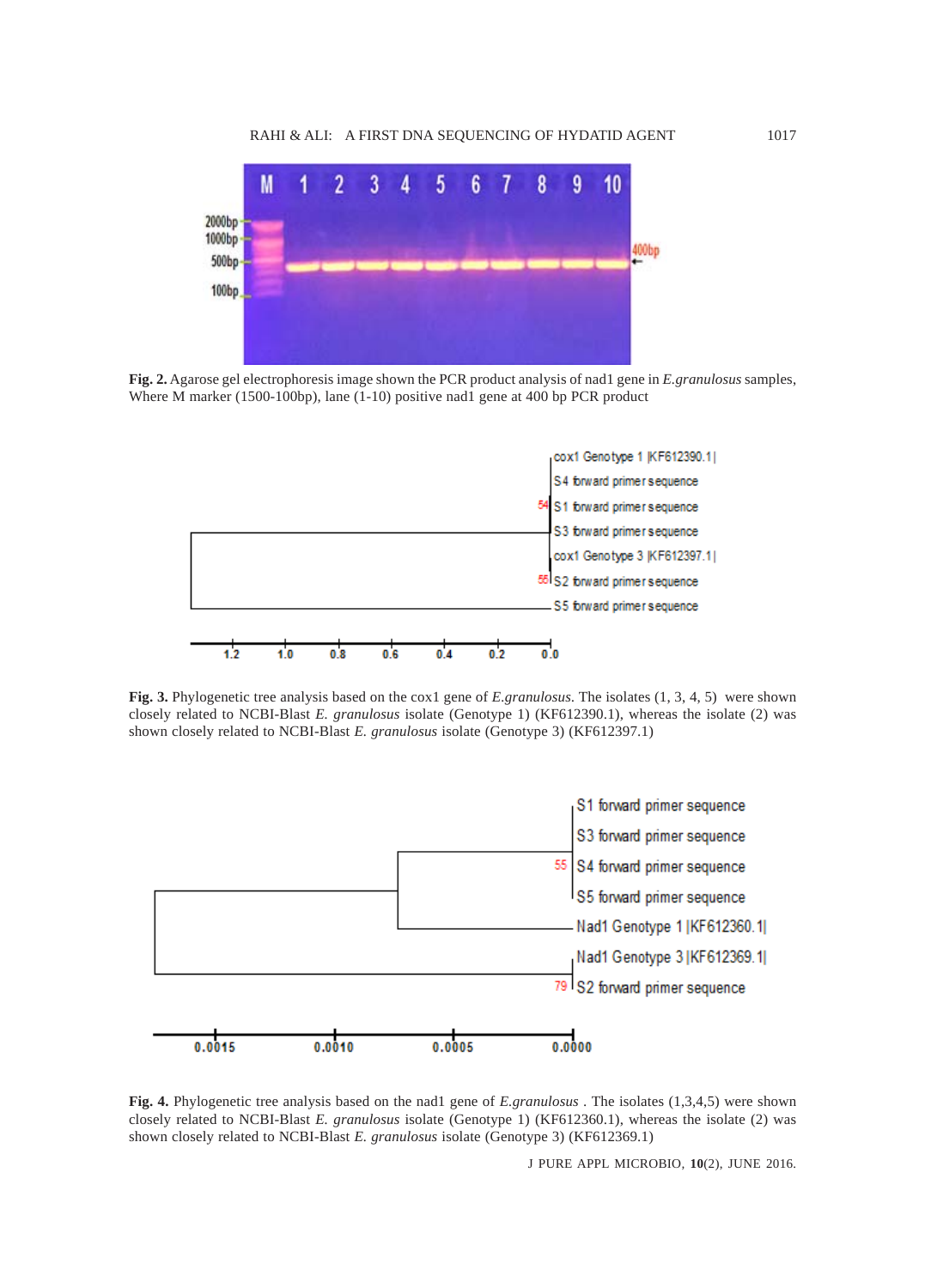**Fig. 2.** Agarose gel electrophoresis image shown the PCR product analysis of nad1 gene in *E.granulosus* samples, Where M marker (1500-100bp), lane (1-10) positive nad1 gene at 400 bp PCR product

**Fig. 3.** Phylogenetic tree analysis based on the cox1 gene of *E.granulosus*. The isolates (1, 3, 4, 5) were shown closely related to NCBI-Blast *E. granulosus* isolate (Genotype 1) (KF612390.1), whereas the isolate (2) was shown closely related to NCBI-Blast *E. granulosus* isolate (Genotype 3) (KF612397.1)

**Fig. 4.** Phylogenetic tree analysis based on the nad1 gene of *E.granulosus* . The isolates (1,3,4,5) were shown closely related to NCBI-Blast *E. granulosus* isolate (Genotype 1) (KF612360.1), whereas the isolate (2) was shown closely related to NCBI-Blast *E. granulosus* isolate (Genotype 3) (KF612369.1)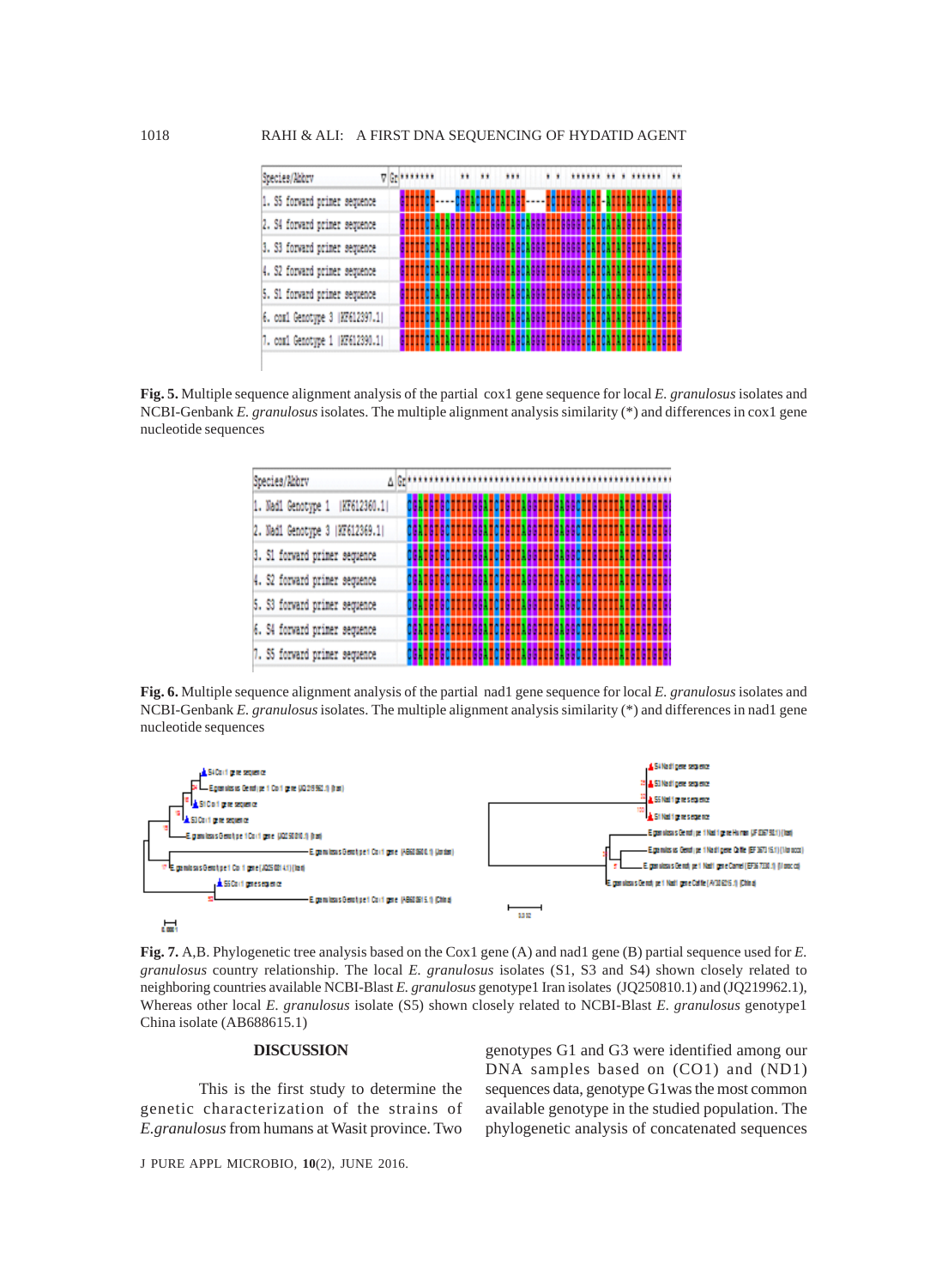**Fig. 5.** Multiple sequence alignment analysis of the partial cox1 gene sequence for local *E. granulosus* isolates and NCBI-Genbank *E. granulosus* isolates. The multiple alignment analysis similarity (*) and differences in cox1 gene nucleotide sequences

**Fig. 6.** Multiple sequence alignment analysis of the partial nad1 gene sequence for local *E. granulosus* isolates and NCBI-Genbank *E. granulosus* isolates. The multiple alignment analysis similarity (*) and differences in nad1 gene nucleotide sequences

**Fig. 7.** A,B. Phylogenetic tree analysis based on the Cox1 gene (A) and nad1 gene (B) partial sequence used for *E. granulosus* country relationship. The local *E. granulosus* isolates (S1, S3 and S4) shown closely related to neighboring countries available NCBI-Blast *E. granulosus* genotype1 Iran isolates (JQ250810.1) and (JQ219962.1), Whereas other local *E. granulosus* isolate (S5) shown closely related to NCBI-Blast *E. granulosus* genotype1 China isolate (AB688615.1)

## DISCUSSION

This is the first study to determine the genetic characterization of the strains of *E.granulosus* from humans at Wasit province. Two genotypes G1 and G3 were identified among our DNA samples based on (CO1) and (ND1) sequences data, genotype G1was the most common available genotype in the studied population. The phylogenetic analysis of concatenated sequences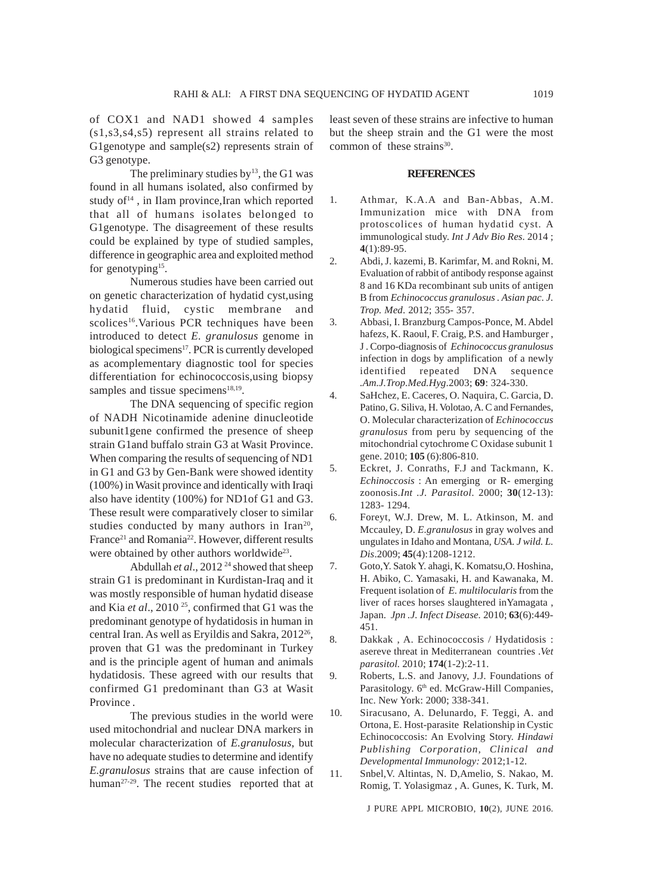of COX1 and NAD1 showed 4 samples (s1,s3,s4,s5) represent all strains related to G1genotype and sample(s2) represents strain of G3 genotype.

The preliminary studies by[13], the G1 was found in all humans isolated, also confirmed by study of[14] , in Ilam province,Iran which reported that all of humans isolates belonged to G1genotype. The disagreement of these results could be explained by type of studied samples, difference in geographic area and exploited method for genotyping[15].

Numerous studies have been carried out on genetic characterization of hydatid cyst,using hydatid fluid, cystic membrane and scolices[16].Various PCR techniques have been introduced to detect *E. granulosus* genome in biological specimens[17]. PCR is currently developed as acomplementary diagnostic tool for species differentiation for echinococcosis,using biopsy samples and tissue specimens[18,19].

The DNA sequencing of specific region of NADH Nicotinamide adenine dinucleotide subunit1gene confirmed the presence of sheep strain G1and buffalo strain G3 at Wasit Province. When comparing the results of sequencing of ND1 in G1 and G3 by Gen-Bank were showed identity (100%) in Wasit province and identically with Iraqi also have identity (100%) for ND1of G1 and G3. These result were comparatively closer to similar studies conducted by many authors in Iran[20], France[21] and Romania[22]. However, different results were obtained by other authors worldwide[23].

Abdullah *et al*., 2012 [24] showed that sheep strain G1 is predominant in Kurdistan-Iraq and it was mostly responsible of human hydatid disease and Kia *et al*., 2010 [25], confirmed that G1 was the predominant genotype of hydatidosis in human in central Iran. As well as Eryildis and Sakra, 2012[26], proven that G1 was the predominant in Turkey and is the principle agent of human and animals hydatidosis. These agreed with our results that confirmed G1 predominant than G3 at Wasit Province .

The previous studies in the world were used mitochondrial and nuclear DNA markers in molecular characterization of *E.granulosus*, but have no adequate studies to determine and identify *E.granulosus* strains that are cause infection of human[27-29]. The recent studies reported that at least seven of these strains are infective to human but the sheep strain and the G1 were the most common of these strains[30].

## REFERENCES

1. Athmar, K.A.A and Ban-Abbas, A.M. Immunization mice with DNA from protoscolices of human hydatid cyst. A immunological study. *Int J Adv Bio Res*. 2014 ; **4**(1):89-95.
2. Abdi, J. kazemi, B. Karimfar, M. and Rokni, M. Evaluation of rabbit of antibody response against 8 and 16 KDa recombinant sub units of antigen B from *Echinococcus granulosus . Asian pac. J. Trop. Med*. 2012; 355- 357.
3. Abbasi, I. Branzburg Campos-Ponce, M. Abdel hafezs, K. Raoul, F. Craig, P.S. and Hamburger , J . Corpo-diagnosis of *Echinococcus granulosus* infection in dogs by amplification of a newly identified repeated DNA sequence *.Am.J.Trop.Med.Hyg*.2003; **69**: 324-330.
4. SaHchez, E. Caceres, O. Naquira, C. Garcia, D. Patino, G. Siliva, H. Volotao, A. C and Fernandes, O. Molecular characterization of *Echinococcus granulosus* from peru by sequencing of the mitochondrial cytochrome C Oxidase subunit 1 gene. 2010; **105** (6):806-810.
5. Eckret, J. Conraths, F.J and Tackmann, K. *Echinoccosis* : An emerging or R- emerging zoonosis.*Int .J. Parasitol*. 2000; **30**(12-13): 1283- 1294.
6. Foreyt, W.J. Drew, M. L. Atkinson, M. and Mccauley, D. *E.granulosus* in gray wolves and ungulates in Idaho and Montana, *USA. J wild. L. Dis*.2009; **45**(4):1208-1212.
7. Goto,Y. Satok Y. ahagi, K. Komatsu,O. Hoshina, H. Abiko, C. Yamasaki, H. and Kawanaka, M. Frequent isolation of *E. multilocularis* from the liver of races horses slaughtered inYamagata , Japan. *Jpn .J. Infect Disease*. 2010; **63**(6):449-451.
8. Dakkak , A. Echinococcosis / Hydatidosis : asereve threat in Mediterranean countries .*Vet parasitol.* 2010; **174**(1-2):2-11.
9. Roberts, L.S. and Janovy, J.J. Foundations of Parasitology. 6th ed. McGraw-Hill Companies, Inc. New York: 2000; 338-341.
10. Siracusano, A. Delunardo, F. Teggi, A. and Ortona, E. Host-parasite Relationship in Cystic Echinococcosis: An Evolving Story. *Hindawi Publishing Corporation, Clinical and Developmental Immunology:* 2012;1-12.
11. Snbel,V. Altintas, N. D,Amelio, S. Nakao, M. Romig, T. Yolasigmaz , A. Gunes, K. Turk, M.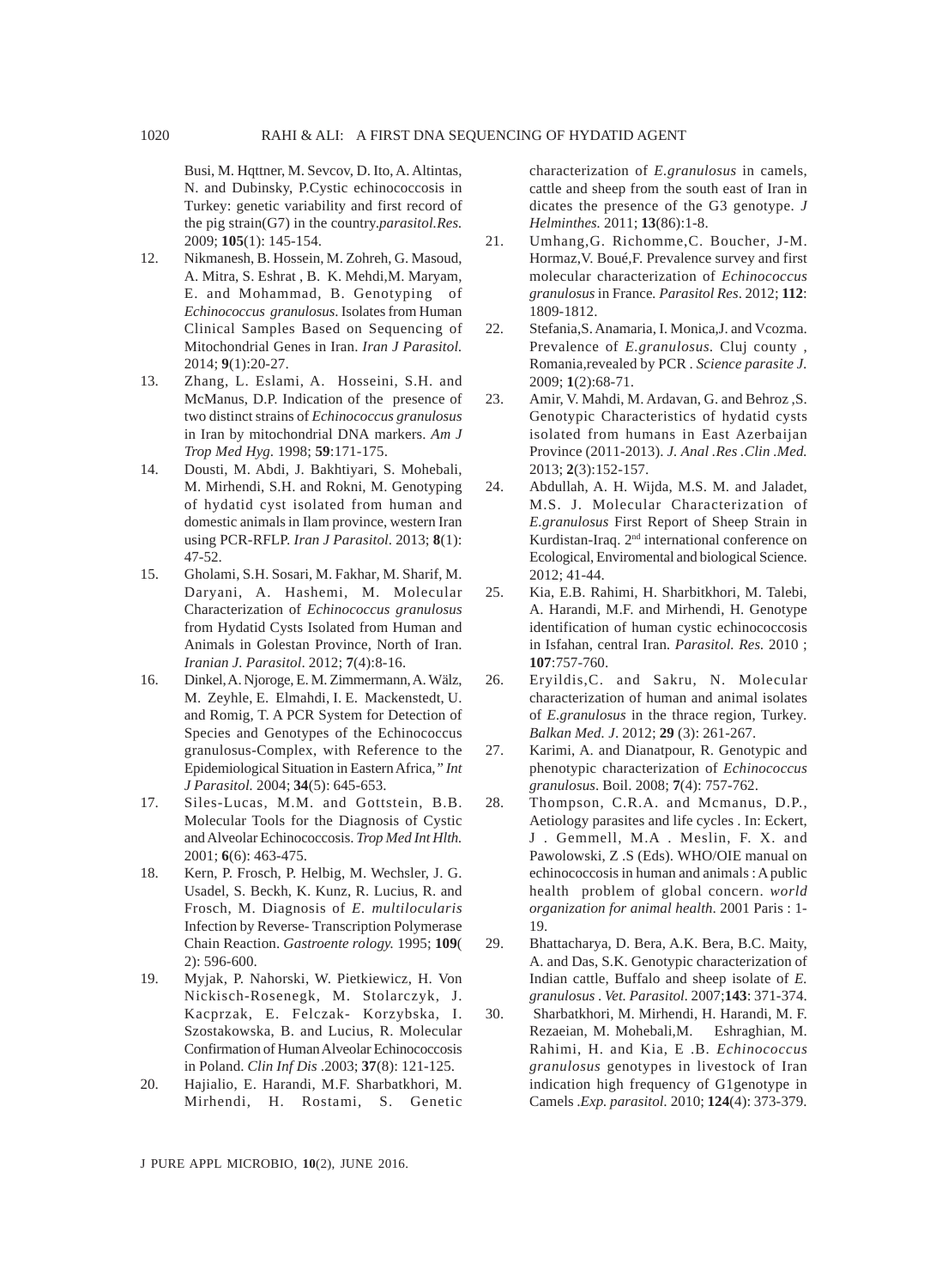Busi, M. Hqttner, M. Sevcov, D. Ito, A. Altintas, N. and Dubinsky, P.Cystic echinococcosis in Turkey: genetic variability and first record of the pig strain(G7) in the country.*parasitol.Res.* 2009; **105**(1): 145-154.

12. Nikmanesh, B. Hossein, M. Zohreh, G. Masoud, A. Mitra, S. Eshrat , B. K. Mehdi,M. Maryam, E. and Mohammad, B. Genotyping of *Echinococcus granulosus*. Isolates from Human Clinical Samples Based on Sequencing of Mitochondrial Genes in Iran. *Iran J Parasitol.* 2014; **9**(1):20-27.
13. Zhang, L. Eslami, A. Hosseini, S.H. and McManus, D.P. Indication of the presence of two distinct strains of *Echinococcus granulosus* in Iran by mitochondrial DNA markers. *Am J Trop Med Hyg.* 1998; **59**:171-175.
14. Dousti, M. Abdi, J. Bakhtiyari, S. Mohebali, M. Mirhendi, S.H. and Rokni, M. Genotyping of hydatid cyst isolated from human and domestic animals in Ilam province, western Iran using PCR-RFLP. *Iran J Parasitol.* 2013; **8**(1): 47-52.
15. Gholami, S.H. Sosari, M. Fakhar, M. Sharif, M. Daryani, A. Hashemi, M. Molecular Characterization of *Echinococcus granulosus* from Hydatid Cysts Isolated from Human and Animals in Golestan Province, North of Iran. *Iranian J. Parasitol.* 2012; **7**(4):8-16.
16. Dinkel, A. Njoroge, E. M. Zimmermann, A. Wälz, M. Zeyhle, E. Elmahdi, I. E. Mackenstedt, U. and Romig, T. A PCR System for Detection of Species and Genotypes of the Echinococcus granulosus-Complex, with Reference to the Epidemiological Situation in Eastern Africa,*" Int J Parasitol.* 2004; **34**(5): 645-653.
17. Siles-Lucas, M.M. and Gottstein, B.B. Molecular Tools for the Diagnosis of Cystic and Alveolar Echinococcosis. *Trop Med Int Hlth.* 2001; **6**(6): 463-475.
18. Kern, P. Frosch, P. Helbig, M. Wechsler, J. G. Usadel, S. Beckh, K. Kunz, R. Lucius, R. and Frosch, M. Diagnosis of *E. multilocularis* Infection by Reverse- Transcription Polymerase Chain Reaction. *Gastroente rology.* 1995; **109**( 2): 596-600.
19. Myjak, P. Nahorski, W. Pietkiewicz, H. Von Nickisch-Rosenegk, M. Stolarczyk, J. Kacprzak, E. Felczak- Korzybska, I. Szostakowska, B. and Lucius, R. Molecular Confirmation of Human Alveolar Echinococcosis in Poland. *Clin Inf Dis* .2003; **37**(8): 121-125.
20. Hajialio, E. Harandi, M.F. Sharbatkhori, M. Mirhendi, H. Rostami, S. Genetic characterization of *E.granulosus* in camels, cattle and sheep from the south east of Iran in dicates the presence of the G3 genotype. *J Helminthes.* 2011; **13**(86):1-8.
21. Umhang,G. Richomme,C. Boucher, J-M. Hormaz,V. Boué,F. Prevalence survey and first molecular characterization of *Echinococcus granulosus* in France*. Parasitol Res*. 2012; **112**: 1809-1812.
22. Stefania,S. Anamaria, I. Monica,J. and Vcozma. Prevalence of *E.granulosus*. Cluj county , Romania,revealed by PCR . *Science parasite J.* 2009; **1**(2):68-71.
23. Amir, V. Mahdi, M. Ardavan, G. and Behroz ,S. Genotypic Characteristics of hydatid cysts isolated from humans in East Azerbaijan Province (2011-2013). *J. Anal .Res .Clin .Med.* 2013; **2**(3):152-157.
24. Abdullah, A. H. Wijda, M.S. M. and Jaladet, M.S. J. Molecular Characterization of *E.granulosus* First Report of Sheep Strain in Kurdistan-Iraq. 2nd international conference on Ecological, Enviromental and biological Science. 2012; 41-44.
25. Kia, E.B. Rahimi, H. Sharbitkhori, M. Talebi, A. Harandi, M.F. and Mirhendi, H. Genotype identification of human cystic echinococcosis in Isfahan, central Iran. *Parasitol. Res.* 2010 ; **107**:757-760.
26. Eryildis,C. and Sakru, N. Molecular characterization of human and animal isolates of *E.granulosus* in the thrace region, Turkey. *Balkan Med. J*. 2012; **29** (3): 261-267.
27. Karimi, A. and Dianatpour, R. Genotypic and phenotypic characterization of *Echinococcus granulosus*. Boil. 2008; **7**(4): 757-762.
28. Thompson, C.R.A. and Mcmanus, D.P., Aetiology parasites and life cycles . In: Eckert, J . Gemmell, M.A . Meslin, F. X. and Pawolowski, Z .S (Eds). WHO/OIE manual on echinococcosis in human and animals : A public health problem of global concern. *world organization for animal health.* 2001 Paris : 1-19.
29. Bhattacharya, D. Bera, A.K. Bera, B.C. Maity, A. and Das, S.K. Genotypic characterization of Indian cattle, Buffalo and sheep isolate of *E. granulosus . Vet. Parasitol.* 2007;**143**: 371-374.
30. Sharbatkhori, M. Mirhendi, H. Harandi, M. F. Rezaeian, M. Mohebali,M. Eshraghian, M. Rahimi, H. and Kia, E .B. *Echinococcus granulosus* genotypes in livestock of Iran indication high frequency of G1genotype in Camels .*Exp. parasitol.* 2010; **124**(4): 373-379.